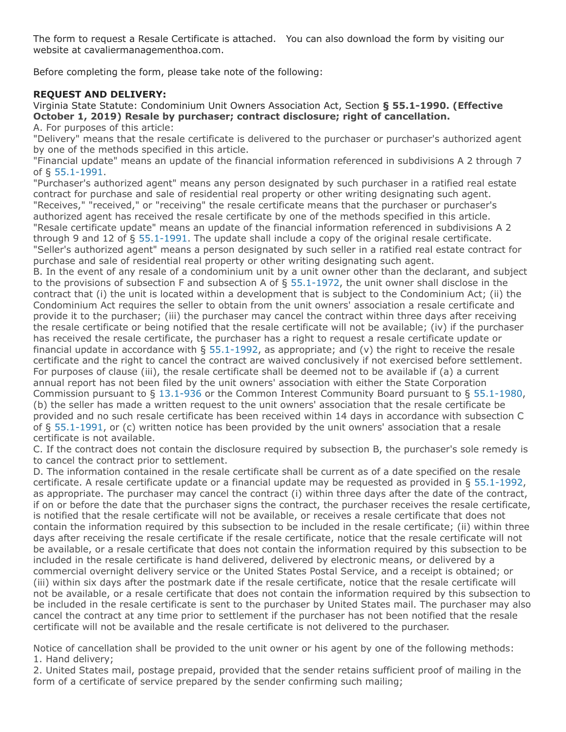The form to request a Resale Certificate is attached. You can also download the form by visiting our website at cavaliermanagementhoa.com.

Before completing the form, please take note of the following:

**REQUEST AND DELIVERY:**

Virginia State Statute: Condominium Unit Owners Association Act, Section **§ 55.1-1990. (Effective October 1, 2019) Resale by purchaser; contract disclosure; right of cancellation.**

A. For purposes of this article:

"Delivery" means that the resale certificate is delivered to the purchaser or purchaser's authorized agent by one of the methods specified in this article.

"Financial update" means an update of the financial information referenced in subdivisions A 2 through 7 of § 55.1-1991.

"Purchaser's authorized agent" means any person designated by such purchaser in a ratified real estate contract for purchase and sale of residential real property or other writing designating such agent.

"Receives," "received," or "receiving" the resale certificate means that the purchaser or purchaser's authorized agent has received the resale certificate by one of the methods specified in this article.

"Resale certificate update" means an update of the financial information referenced in subdivisions A 2 through 9 and 12 of § 55.1-1991. The update shall include a copy of the original resale certificate.

"Seller's authorized agent" means a person designated by such seller in a ratified real estate contract for purchase and sale of residential real property or other writing designating such agent.

B. In the event of any resale of a condominium unit by a unit owner other than the declarant, and subject to the provisions of subsection F and subsection A of § 55.1-1972, the unit owner shall disclose in the contract that (i) the unit is located within a development that is subject to the Condominium Act; (ii) the Condominium Act requires the seller to obtain from the unit owners' association a resale certificate and provide it to the purchaser; (iii) the purchaser may cancel the contract within three days after receiving the resale certificate or being notified that the resale certificate will not be available; (iv) if the purchaser has received the resale certificate, the purchaser has a right to request a resale certificate update or financial update in accordance with § 55.1-1992, as appropriate; and (v) the right to receive the resale certificate and the right to cancel the contract are waived conclusively if not exercised before settlement. For purposes of clause (iii), the resale certificate shall be deemed not to be available if (a) a current annual report has not been filed by the unit owners' association with either the State Corporation Commission pursuant to § 13.1-936 or the Common Interest Community Board pursuant to § 55.1-1980, (b) the seller has made a written request to the unit owners' association that the resale certificate be provided and no such resale certificate has been received within 14 days in accordance with subsection C of § 55.1-1991, or (c) written notice has been provided by the unit owners' association that a resale certificate is not available.

C. If the contract does not contain the disclosure required by subsection B, the purchaser's sole remedy is to cancel the contract prior to settlement.

D. The information contained in the resale certificate shall be current as of a date specified on the resale certificate. A resale certificate update or a financial update may be requested as provided in § 55.1-1992, as appropriate. The purchaser may cancel the contract (i) within three days after the date of the contract, if on or before the date that the purchaser signs the contract, the purchaser receives the resale certificate, is notified that the resale certificate will not be available, or receives a resale certificate that does not contain the information required by this subsection to be included in the resale certificate; (ii) within three days after receiving the resale certificate if the resale certificate, notice that the resale certificate will not be available, or a resale certificate that does not contain the information required by this subsection to be included in the resale certificate is hand delivered, delivered by electronic means, or delivered by a commercial overnight delivery service or the United States Postal Service, and a receipt is obtained; or (iii) within six days after the postmark date if the resale certificate, notice that the resale certificate will not be available, or a resale certificate that does not contain the information required by this subsection to be included in the resale certificate is sent to the purchaser by United States mail. The purchaser may also cancel the contract at any time prior to settlement if the purchaser has not been notified that the resale certificate will not be available and the resale certificate is not delivered to the purchaser.

Notice of cancellation shall be provided to the unit owner or his agent by one of the following methods:

1. Hand delivery;
2. United States mail, postage prepaid, provided that the sender retains sufficient proof of mailing in the form of a certificate of service prepared by the sender confirming such mailing;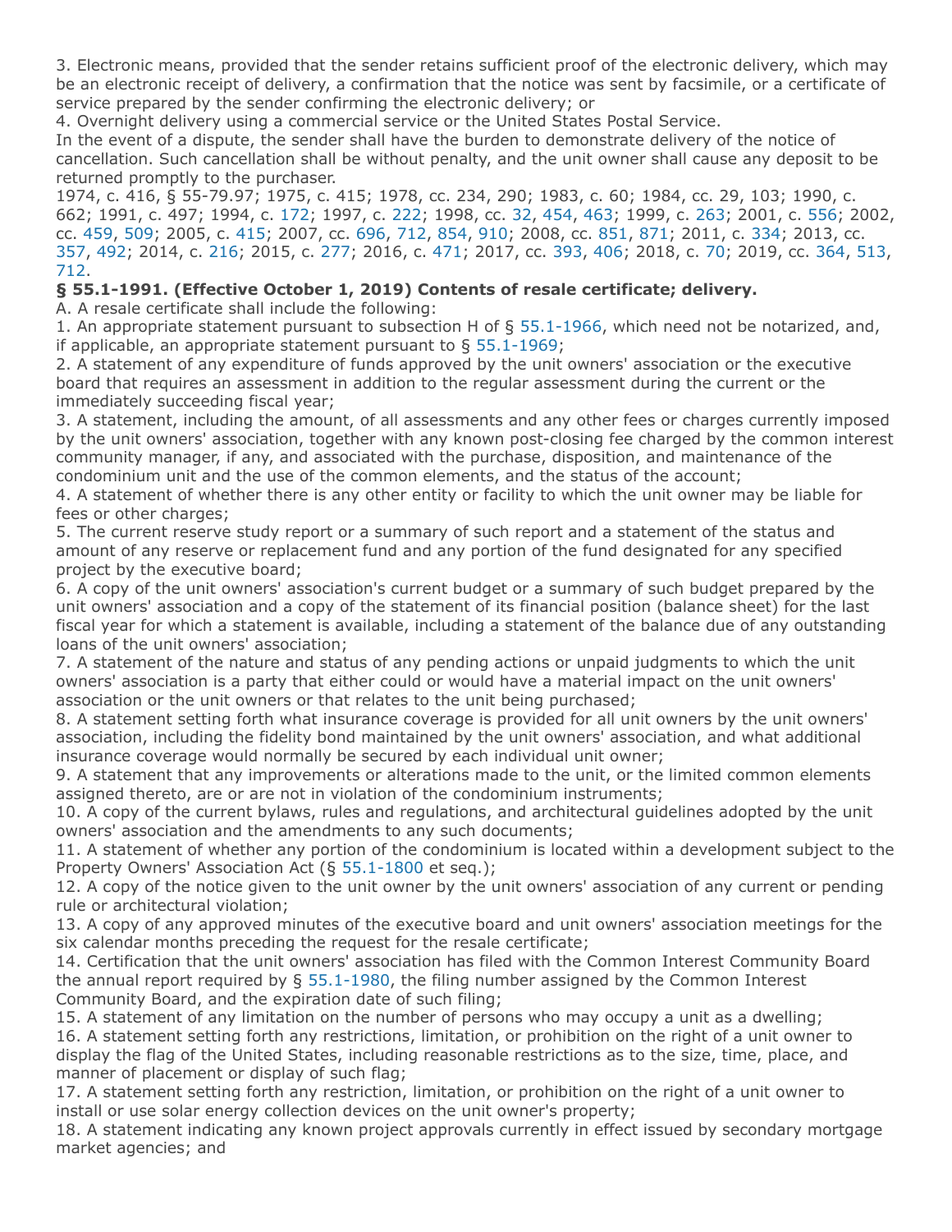3. Electronic means, provided that the sender retains sufficient proof of the electronic delivery, which may be an electronic receipt of delivery, a confirmation that the notice was sent by facsimile, or a certificate of service prepared by the sender confirming the electronic delivery; or

4. Overnight delivery using a commercial service or the United States Postal Service.

In the event of a dispute, the sender shall have the burden to demonstrate delivery of the notice of cancellation. Such cancellation shall be without penalty, and the unit owner shall cause any deposit to be returned promptly to the purchaser.

1974, c. 416, § 55-79.97; 1975, c. 415; 1978, cc. 234, 290; 1983, c. 60; 1984, cc. 29, 103; 1990, c. 662; 1991, c. 497; 1994, c. 172; 1997, c. 222; 1998, cc. 32, 454, 463; 1999, c. 263; 2001, c. 556; 2002, cc. 459, 509; 2005, c. 415; 2007, cc. 696, 712, 854, 910; 2008, cc. 851, 871; 2011, c. 334; 2013, cc. 357, 492; 2014, c. 216; 2015, c. 277; 2016, c. 471; 2017, cc. 393, 406; 2018, c. 70; 2019, cc. 364, 513, 712.

**§ 55.1-1991. (Effective October 1, 2019) Contents of resale certificate; delivery.**

A. A resale certificate shall include the following:

1. An appropriate statement pursuant to subsection H of § 55.1-1966, which need not be notarized, and, if applicable, an appropriate statement pursuant to § 55.1-1969;

2. A statement of any expenditure of funds approved by the unit owners' association or the executive board that requires an assessment in addition to the regular assessment during the current or the immediately succeeding fiscal year;

3. A statement, including the amount, of all assessments and any other fees or charges currently imposed by the unit owners' association, together with any known post-closing fee charged by the common interest community manager, if any, and associated with the purchase, disposition, and maintenance of the condominium unit and the use of the common elements, and the status of the account;

4. A statement of whether there is any other entity or facility to which the unit owner may be liable for fees or other charges;

5. The current reserve study report or a summary of such report and a statement of the status and amount of any reserve or replacement fund and any portion of the fund designated for any specified project by the executive board;

6. A copy of the unit owners' association's current budget or a summary of such budget prepared by the unit owners' association and a copy of the statement of its financial position (balance sheet) for the last fiscal year for which a statement is available, including a statement of the balance due of any outstanding loans of the unit owners' association;

7. A statement of the nature and status of any pending actions or unpaid judgments to which the unit owners' association is a party that either could or would have a material impact on the unit owners' association or the unit owners or that relates to the unit being purchased;

8. A statement setting forth what insurance coverage is provided for all unit owners by the unit owners' association, including the fidelity bond maintained by the unit owners' association, and what additional insurance coverage would normally be secured by each individual unit owner;

9. A statement that any improvements or alterations made to the unit, or the limited common elements assigned thereto, are or are not in violation of the condominium instruments;

10. A copy of the current bylaws, rules and regulations, and architectural guidelines adopted by the unit owners' association and the amendments to any such documents;

11. A statement of whether any portion of the condominium is located within a development subject to the Property Owners' Association Act (§ 55.1-1800 et seq.);

12. A copy of the notice given to the unit owner by the unit owners' association of any current or pending rule or architectural violation;

13. A copy of any approved minutes of the executive board and unit owners' association meetings for the six calendar months preceding the request for the resale certificate;

14. Certification that the unit owners' association has filed with the Common Interest Community Board the annual report required by § 55.1-1980, the filing number assigned by the Common Interest Community Board, and the expiration date of such filing;

15. A statement of any limitation on the number of persons who may occupy a unit as a dwelling;

16. A statement setting forth any restrictions, limitation, or prohibition on the right of a unit owner to display the flag of the United States, including reasonable restrictions as to the size, time, place, and manner of placement or display of such flag;

17. A statement setting forth any restriction, limitation, or prohibition on the right of a unit owner to install or use solar energy collection devices on the unit owner's property;

18. A statement indicating any known project approvals currently in effect issued by secondary mortgage market agencies; and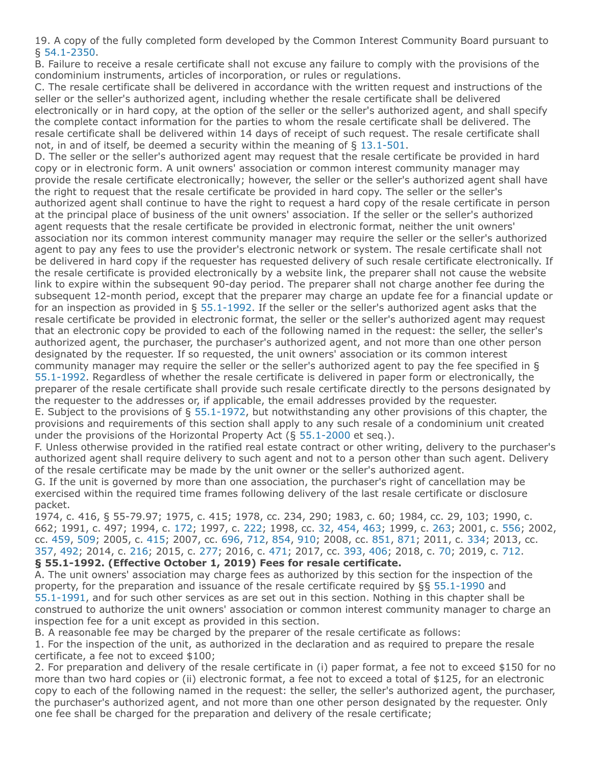19. A copy of the fully completed form developed by the Common Interest Community Board pursuant to § 54.1-2350.

B. Failure to receive a resale certificate shall not excuse any failure to comply with the provisions of the condominium instruments, articles of incorporation, or rules or regulations.

C. The resale certificate shall be delivered in accordance with the written request and instructions of the seller or the seller's authorized agent, including whether the resale certificate shall be delivered electronically or in hard copy, at the option of the seller or the seller's authorized agent, and shall specify the complete contact information for the parties to whom the resale certificate shall be delivered. The resale certificate shall be delivered within 14 days of receipt of such request. The resale certificate shall not, in and of itself, be deemed a security within the meaning of § 13.1-501.

D. The seller or the seller's authorized agent may request that the resale certificate be provided in hard copy or in electronic form. A unit owners' association or common interest community manager may provide the resale certificate electronically; however, the seller or the seller's authorized agent shall have the right to request that the resale certificate be provided in hard copy. The seller or the seller's authorized agent shall continue to have the right to request a hard copy of the resale certificate in person at the principal place of business of the unit owners' association. If the seller or the seller's authorized agent requests that the resale certificate be provided in electronic format, neither the unit owners' association nor its common interest community manager may require the seller or the seller's authorized agent to pay any fees to use the provider's electronic network or system. The resale certificate shall not be delivered in hard copy if the requester has requested delivery of such resale certificate electronically. If the resale certificate is provided electronically by a website link, the preparer shall not cause the website link to expire within the subsequent 90-day period. The preparer shall not charge another fee during the subsequent 12-month period, except that the preparer may charge an update fee for a financial update or for an inspection as provided in § 55.1-1992. If the seller or the seller's authorized agent asks that the resale certificate be provided in electronic format, the seller or the seller's authorized agent may request that an electronic copy be provided to each of the following named in the request: the seller, the seller's authorized agent, the purchaser, the purchaser's authorized agent, and not more than one other person designated by the requester. If so requested, the unit owners' association or its common interest community manager may require the seller or the seller's authorized agent to pay the fee specified in § 55.1-1992. Regardless of whether the resale certificate is delivered in paper form or electronically, the preparer of the resale certificate shall provide such resale certificate directly to the persons designated by the requester to the addresses or, if applicable, the email addresses provided by the requester.

E. Subject to the provisions of § 55.1-1972, but notwithstanding any other provisions of this chapter, the provisions and requirements of this section shall apply to any such resale of a condominium unit created under the provisions of the Horizontal Property Act (§ 55.1-2000 et seq.).

F. Unless otherwise provided in the ratified real estate contract or other writing, delivery to the purchaser's authorized agent shall require delivery to such agent and not to a person other than such agent. Delivery of the resale certificate may be made by the unit owner or the seller's authorized agent.

G. If the unit is governed by more than one association, the purchaser's right of cancellation may be exercised within the required time frames following delivery of the last resale certificate or disclosure packet.

1974, c. 416, § 55-79.97; 1975, c. 415; 1978, cc. 234, 290; 1983, c. 60; 1984, cc. 29, 103; 1990, c. 662; 1991, c. 497; 1994, c. 172; 1997, c. 222; 1998, cc. 32, 454, 463; 1999, c. 263; 2001, c. 556; 2002, cc. 459, 509; 2005, c. 415; 2007, cc. 696, 712, 854, 910; 2008, cc. 851, 871; 2011, c. 334; 2013, cc. 357, 492; 2014, c. 216; 2015, c. 277; 2016, c. 471; 2017, cc. 393, 406; 2018, c. 70; 2019, c. 712.

**§ 55.1-1992. (Effective October 1, 2019) Fees for resale certificate.**

A. The unit owners' association may charge fees as authorized by this section for the inspection of the property, for the preparation and issuance of the resale certificate required by §§ 55.1-1990 and 55.1-1991, and for such other services as are set out in this section. Nothing in this chapter shall be construed to authorize the unit owners' association or common interest community manager to charge an inspection fee for a unit except as provided in this section.

B. A reasonable fee may be charged by the preparer of the resale certificate as follows:

1. For the inspection of the unit, as authorized in the declaration and as required to prepare the resale certificate, a fee not to exceed $100;

2. For preparation and delivery of the resale certificate in (i) paper format, a fee not to exceed $150 for no more than two hard copies or (ii) electronic format, a fee not to exceed a total of $125, for an electronic copy to each of the following named in the request: the seller, the seller's authorized agent, the purchaser, the purchaser's authorized agent, and not more than one other person designated by the requester. Only one fee shall be charged for the preparation and delivery of the resale certificate;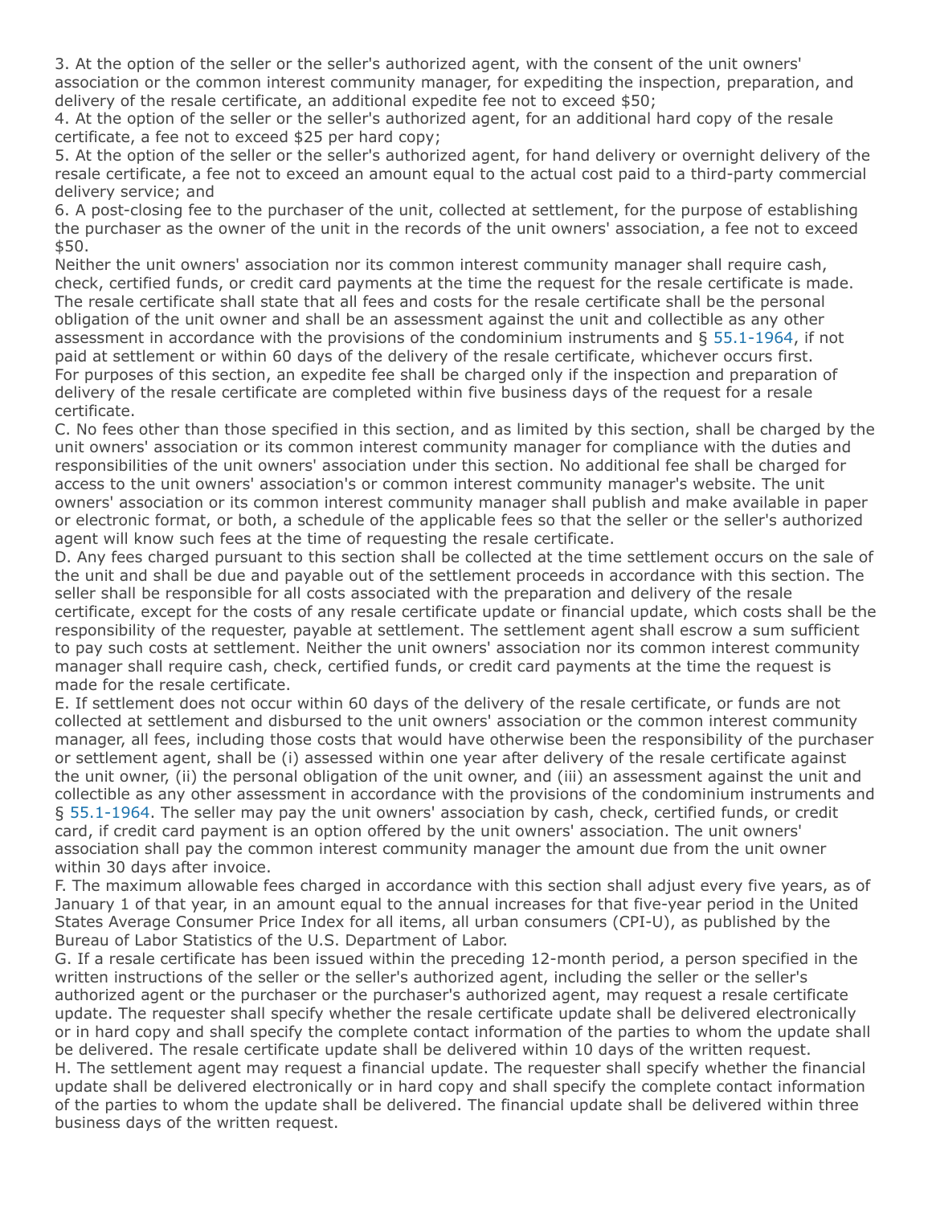3. At the option of the seller or the seller's authorized agent, with the consent of the unit owners' association or the common interest community manager, for expediting the inspection, preparation, and delivery of the resale certificate, an additional expedite fee not to exceed $50;

4. At the option of the seller or the seller's authorized agent, for an additional hard copy of the resale certificate, a fee not to exceed $25 per hard copy;

5. At the option of the seller or the seller's authorized agent, for hand delivery or overnight delivery of the resale certificate, a fee not to exceed an amount equal to the actual cost paid to a third-party commercial delivery service; and

6. A post-closing fee to the purchaser of the unit, collected at settlement, for the purpose of establishing the purchaser as the owner of the unit in the records of the unit owners' association, a fee not to exceed $50.

Neither the unit owners' association nor its common interest community manager shall require cash, check, certified funds, or credit card payments at the time the request for the resale certificate is made. The resale certificate shall state that all fees and costs for the resale certificate shall be the personal obligation of the unit owner and shall be an assessment against the unit and collectible as any other assessment in accordance with the provisions of the condominium instruments and § 55.1-1964, if not paid at settlement or within 60 days of the delivery of the resale certificate, whichever occurs first.

For purposes of this section, an expedite fee shall be charged only if the inspection and preparation of delivery of the resale certificate are completed within five business days of the request for a resale certificate.

C. No fees other than those specified in this section, and as limited by this section, shall be charged by the unit owners' association or its common interest community manager for compliance with the duties and responsibilities of the unit owners' association under this section. No additional fee shall be charged for access to the unit owners' association's or common interest community manager's website. The unit owners' association or its common interest community manager shall publish and make available in paper or electronic format, or both, a schedule of the applicable fees so that the seller or the seller's authorized agent will know such fees at the time of requesting the resale certificate.

D. Any fees charged pursuant to this section shall be collected at the time settlement occurs on the sale of the unit and shall be due and payable out of the settlement proceeds in accordance with this section. The seller shall be responsible for all costs associated with the preparation and delivery of the resale certificate, except for the costs of any resale certificate update or financial update, which costs shall be the responsibility of the requester, payable at settlement. The settlement agent shall escrow a sum sufficient to pay such costs at settlement. Neither the unit owners' association nor its common interest community manager shall require cash, check, certified funds, or credit card payments at the time the request is made for the resale certificate.

E. If settlement does not occur within 60 days of the delivery of the resale certificate, or funds are not collected at settlement and disbursed to the unit owners' association or the common interest community manager, all fees, including those costs that would have otherwise been the responsibility of the purchaser or settlement agent, shall be (i) assessed within one year after delivery of the resale certificate against the unit owner, (ii) the personal obligation of the unit owner, and (iii) an assessment against the unit and collectible as any other assessment in accordance with the provisions of the condominium instruments and § 55.1-1964. The seller may pay the unit owners' association by cash, check, certified funds, or credit card, if credit card payment is an option offered by the unit owners' association. The unit owners' association shall pay the common interest community manager the amount due from the unit owner within 30 days after invoice.

F. The maximum allowable fees charged in accordance with this section shall adjust every five years, as of January 1 of that year, in an amount equal to the annual increases for that five-year period in the United States Average Consumer Price Index for all items, all urban consumers (CPI-U), as published by the Bureau of Labor Statistics of the U.S. Department of Labor.

G. If a resale certificate has been issued within the preceding 12-month period, a person specified in the written instructions of the seller or the seller's authorized agent, including the seller or the seller's authorized agent or the purchaser or the purchaser's authorized agent, may request a resale certificate update. The requester shall specify whether the resale certificate update shall be delivered electronically or in hard copy and shall specify the complete contact information of the parties to whom the update shall be delivered. The resale certificate update shall be delivered within 10 days of the written request.

H. The settlement agent may request a financial update. The requester shall specify whether the financial update shall be delivered electronically or in hard copy and shall specify the complete contact information of the parties to whom the update shall be delivered. The financial update shall be delivered within three business days of the written request.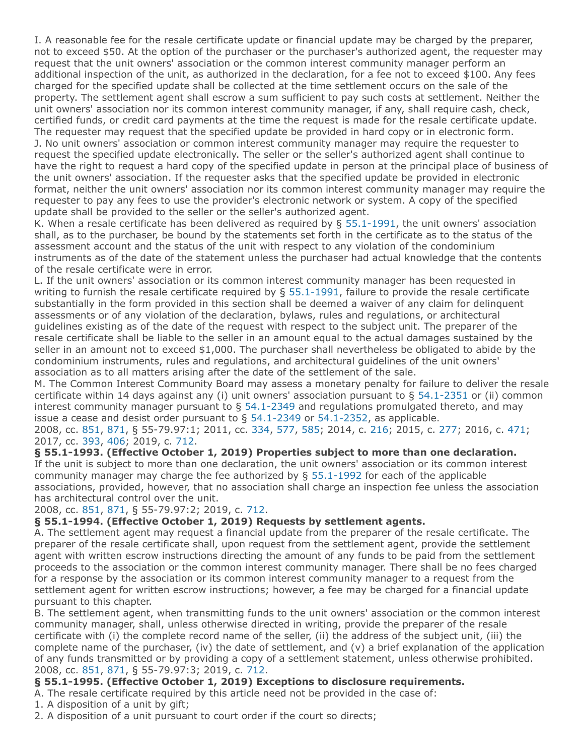I. A reasonable fee for the resale certificate update or financial update may be charged by the preparer, not to exceed $50. At the option of the purchaser or the purchaser's authorized agent, the requester may request that the unit owners' association or the common interest community manager perform an additional inspection of the unit, as authorized in the declaration, for a fee not to exceed $100. Any fees charged for the specified update shall be collected at the time settlement occurs on the sale of the property. The settlement agent shall escrow a sum sufficient to pay such costs at settlement. Neither the unit owners' association nor its common interest community manager, if any, shall require cash, check, certified funds, or credit card payments at the time the request is made for the resale certificate update. The requester may request that the specified update be provided in hard copy or in electronic form.

J. No unit owners' association or common interest community manager may require the requester to request the specified update electronically. The seller or the seller's authorized agent shall continue to have the right to request a hard copy of the specified update in person at the principal place of business of the unit owners' association. If the requester asks that the specified update be provided in electronic format, neither the unit owners' association nor its common interest community manager may require the requester to pay any fees to use the provider's electronic network or system. A copy of the specified update shall be provided to the seller or the seller's authorized agent.

K. When a resale certificate has been delivered as required by § 55.1-1991, the unit owners' association shall, as to the purchaser, be bound by the statements set forth in the certificate as to the status of the assessment account and the status of the unit with respect to any violation of the condominium instruments as of the date of the statement unless the purchaser had actual knowledge that the contents of the resale certificate were in error.

L. If the unit owners' association or its common interest community manager has been requested in writing to furnish the resale certificate required by § 55.1-1991, failure to provide the resale certificate substantially in the form provided in this section shall be deemed a waiver of any claim for delinquent assessments or of any violation of the declaration, bylaws, rules and regulations, or architectural guidelines existing as of the date of the request with respect to the subject unit. The preparer of the resale certificate shall be liable to the seller in an amount equal to the actual damages sustained by the seller in an amount not to exceed $1,000. The purchaser shall nevertheless be obligated to abide by the condominium instruments, rules and regulations, and architectural guidelines of the unit owners' association as to all matters arising after the date of the settlement of the sale.

M. The Common Interest Community Board may assess a monetary penalty for failure to deliver the resale certificate within 14 days against any (i) unit owners' association pursuant to § 54.1-2351 or (ii) common interest community manager pursuant to § 54.1-2349 and regulations promulgated thereto, and may issue a cease and desist order pursuant to § 54.1-2349 or 54.1-2352, as applicable.

2008, cc. 851, 871, § 55-79.97:1; 2011, cc. 334, 577, 585; 2014, c. 216; 2015, c. 277; 2016, c. 471; 2017, cc. 393, 406; 2019, c. 712.

**§ 55.1-1993. (Effective October 1, 2019) Properties subject to more than one declaration.**

If the unit is subject to more than one declaration, the unit owners' association or its common interest community manager may charge the fee authorized by § 55.1-1992 for each of the applicable associations, provided, however, that no association shall charge an inspection fee unless the association has architectural control over the unit.

2008, cc. 851, 871, § 55-79.97:2; 2019, c. 712.

**§ 55.1-1994. (Effective October 1, 2019) Requests by settlement agents.**

A. The settlement agent may request a financial update from the preparer of the resale certificate. The preparer of the resale certificate shall, upon request from the settlement agent, provide the settlement agent with written escrow instructions directing the amount of any funds to be paid from the settlement proceeds to the association or the common interest community manager. There shall be no fees charged for a response by the association or its common interest community manager to a request from the settlement agent for written escrow instructions; however, a fee may be charged for a financial update pursuant to this chapter.

B. The settlement agent, when transmitting funds to the unit owners' association or the common interest community manager, shall, unless otherwise directed in writing, provide the preparer of the resale certificate with (i) the complete record name of the seller, (ii) the address of the subject unit, (iii) the complete name of the purchaser, (iv) the date of settlement, and (v) a brief explanation of the application of any funds transmitted or by providing a copy of a settlement statement, unless otherwise prohibited.

2008, cc. 851, 871, § 55-79.97:3; 2019, c. 712.

**§ 55.1-1995. (Effective October 1, 2019) Exceptions to disclosure requirements.**

A. The resale certificate required by this article need not be provided in the case of:

1. A disposition of a unit by gift;
2. A disposition of a unit pursuant to court order if the court so directs;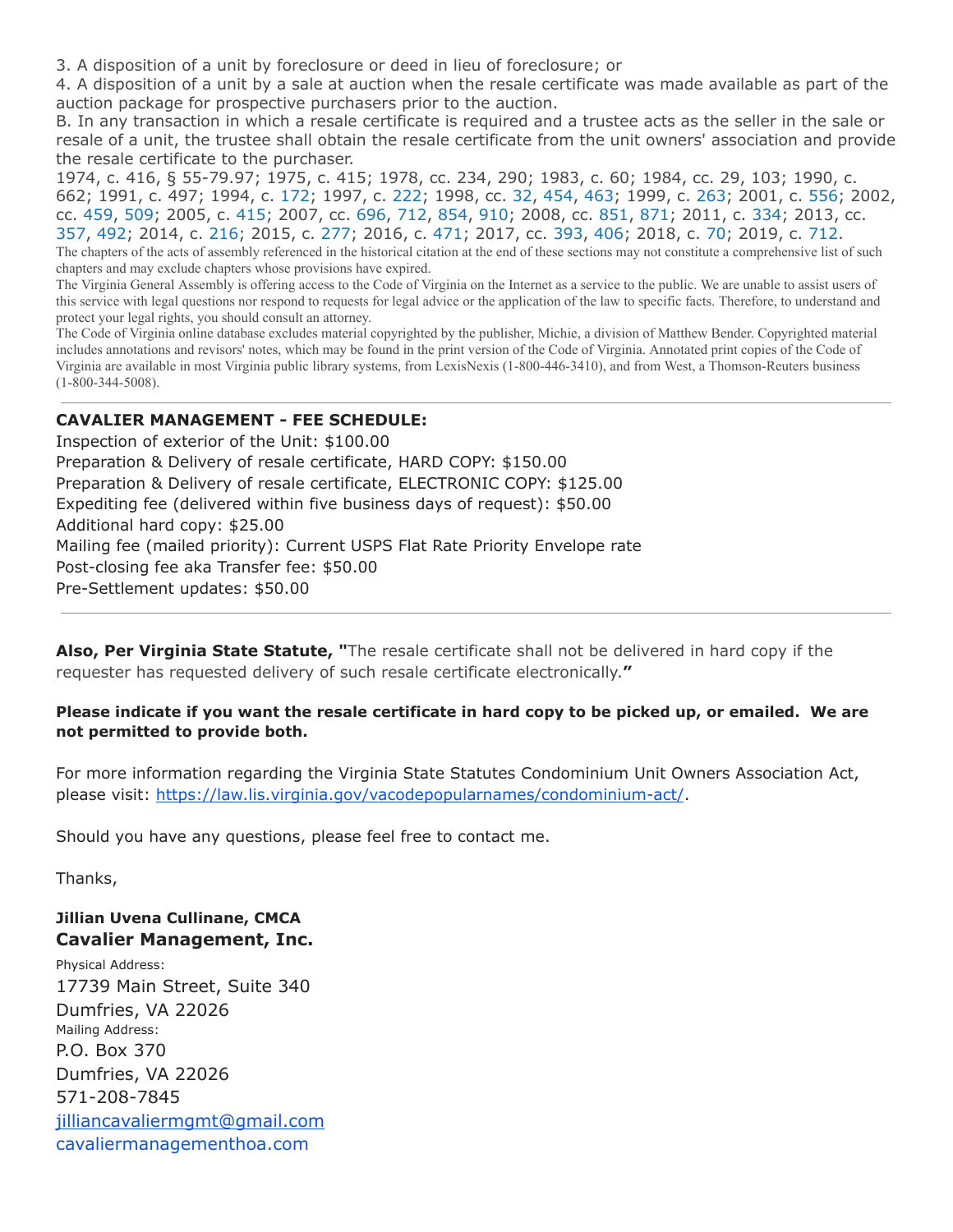3. A disposition of a unit by foreclosure or deed in lieu of foreclosure; or
4. A disposition of a unit by a sale at auction when the resale certificate was made available as part of the auction package for prospective purchasers prior to the auction.

B. In any transaction in which a resale certificate is required and a trustee acts as the seller in the sale or resale of a unit, the trustee shall obtain the resale certificate from the unit owners' association and provide the resale certificate to the purchaser.

1974, c. 416, § 55-79.97; 1975, c. 415; 1978, cc. 234, 290; 1983, c. 60; 1984, cc. 29, 103; 1990, c. 662; 1991, c. 497; 1994, c. 172; 1997, c. 222; 1998, cc. 32, 454, 463; 1999, c. 263; 2001, c. 556; 2002, cc. 459, 509; 2005, c. 415; 2007, cc. 696, 712, 854, 910; 2008, cc. 851, 871; 2011, c. 334; 2013, cc. 357, 492; 2014, c. 216; 2015, c. 277; 2016, c. 471; 2017, cc. 393, 406; 2018, c. 70; 2019, c. 712.

The chapters of the acts of assembly referenced in the historical citation at the end of these sections may not constitute a comprehensive list of such chapters and may exclude chapters whose provisions have expired.

The Virginia General Assembly is offering access to the Code of Virginia on the Internet as a service to the public. We are unable to assist users of this service with legal questions nor respond to requests for legal advice or the application of the law to specific facts. Therefore, to understand and protect your legal rights, you should consult an attorney.

The Code of Virginia online database excludes material copyrighted by the publisher, Michie, a division of Matthew Bender. Copyrighted material includes annotations and revisors' notes, which may be found in the print version of the Code of Virginia. Annotated print copies of the Code of Virginia are available in most Virginia public library systems, from LexisNexis (1-800-446-3410), and from West, a Thomson-Reuters business (1-800-344-5008).

---

**CAVALIER MANAGEMENT - FEE SCHEDULE:**

Inspection of exterior of the Unit: $100.00
Preparation & Delivery of resale certificate, HARD COPY: $150.00
Preparation & Delivery of resale certificate, ELECTRONIC COPY: $125.00
Expediting fee (delivered within five business days of request): $50.00
Additional hard copy: $25.00
Mailing fee (mailed priority): Current USPS Flat Rate Priority Envelope rate
Post-closing fee aka Transfer fee: $50.00
Pre-Settlement updates: $50.00

---

**Also, Per Virginia State Statute, "**The resale certificate shall not be delivered in hard copy if the requester has requested delivery of such resale certificate electronically.**"**

**Please indicate if you want the resale certificate in hard copy to be picked up, or emailed. We are not permitted to provide both.**

For more information regarding the Virginia State Statutes Condominium Unit Owners Association Act, please visit: https://law.lis.virginia.gov/vacodepopularnames/condominium-act/.

Should you have any questions, please feel free to contact me.

Thanks,

**Jillian Uvena Cullinane, CMCA**
**Cavalier Management, Inc.**
Physical Address:
17739 Main Street, Suite 340
Dumfries, VA 22026
Mailing Address:
P.O. Box 370
Dumfries, VA 22026
571-208-7845
jilliancavaliermgmt@gmail.com
cavaliermanagementhoa.com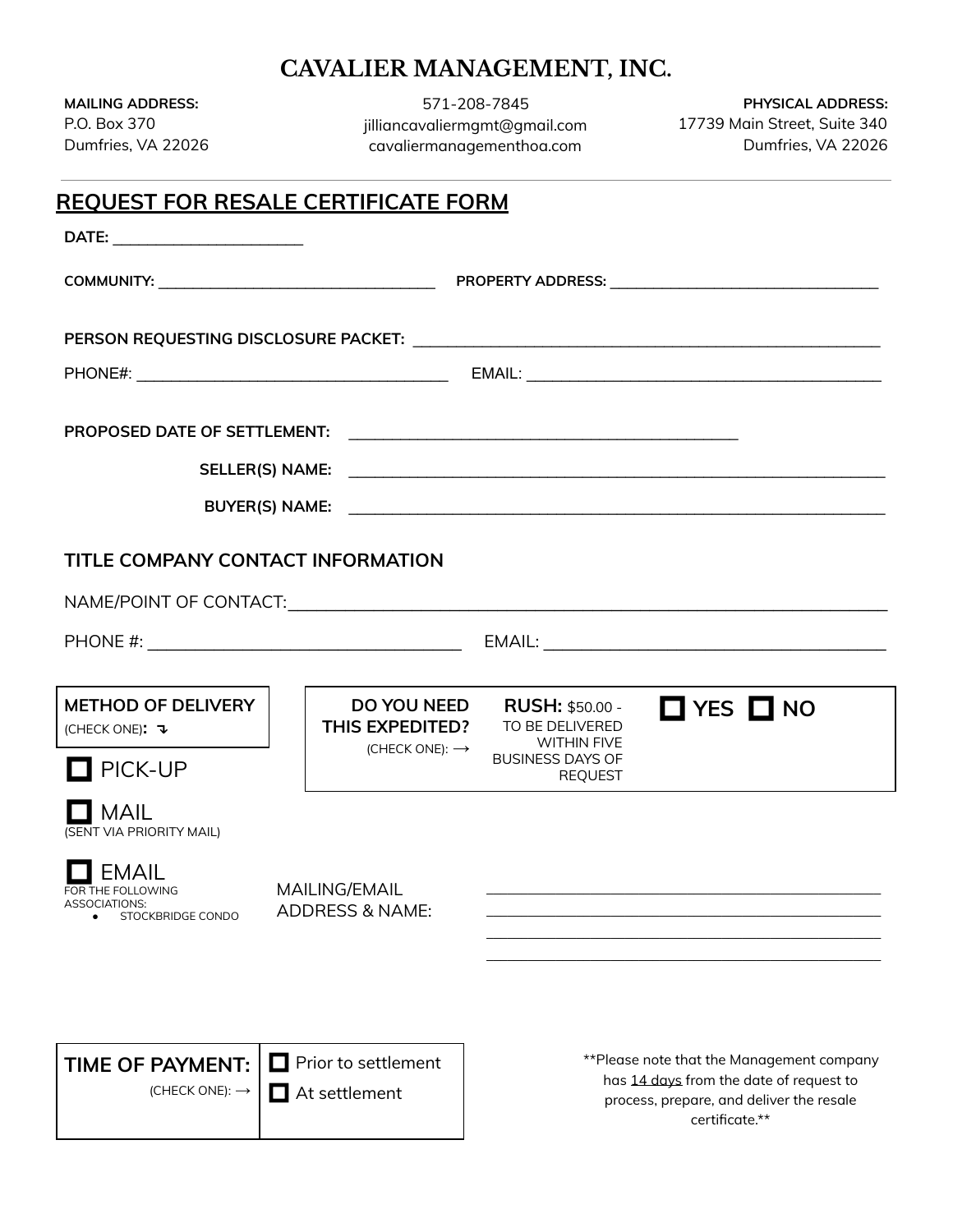# CAVALIER MANAGEMENT, INC.

**MAILING ADDRESS:**
P.O. Box 370
Dumfries, VA 22026

571-208-7845
jilliancaviliermgmt@gmail.com
cavaliermanagementhoa.com

**PHYSICAL ADDRESS:**
17739 Main Street, Suite 340
Dumfries, VA 22026

---

## REQUEST FOR RESALE CERTIFICATE FORM

**DATE:** _______________________

**COMMUNITY:** ___________________________________ **PROPERTY ADDRESS:** ___________________________________

**PERSON REQUESTING DISCLOSURE PACKET:** ___________________________________________________________

PHONE#: _____________________________________ EMAIL: __________________________________________

**PROPOSED DATE OF SETTLEMENT:** _______________________________________________

**SELLER(S) NAME:** _________________________________________________________________

**BUYER(S) NAME:** _________________________________________________________________

### TITLE COMPANY CONTACT INFORMATION

NAME/POINT OF CONTACT: ____________________________________________________________________

PHONE #: ____________________________________ EMAIL: ________________________________________

**METHOD OF DELIVERY** (CHECK ONE)**:** ↴

☐ PICK-UP

☐ MAIL
(SENT VIA PRIORITY MAIL)

☐ EMAIL
FOR THE FOLLOWING ASSOCIATIONS:
- STOCKBRIDGE CONDO

**DO YOU NEED THIS EXPEDITED?** (CHECK ONE): → **RUSH:** $50.00 - TO BE DELIVERED WITHIN FIVE BUSINESS DAYS OF REQUEST ☐ **YES** ☐ **NO**

MAILING/EMAIL ADDRESS & NAME:
_______________________________________________
_______________________________________________
_______________________________________________
_______________________________________________

| **TIME OF PAYMENT:** (CHECK ONE): → | ☐ Prior to settlement<br>☐ At settlement |
|---|---|

**Please note that the Management company has 14 days from the date of request to process, prepare, and deliver the resale certificate.**